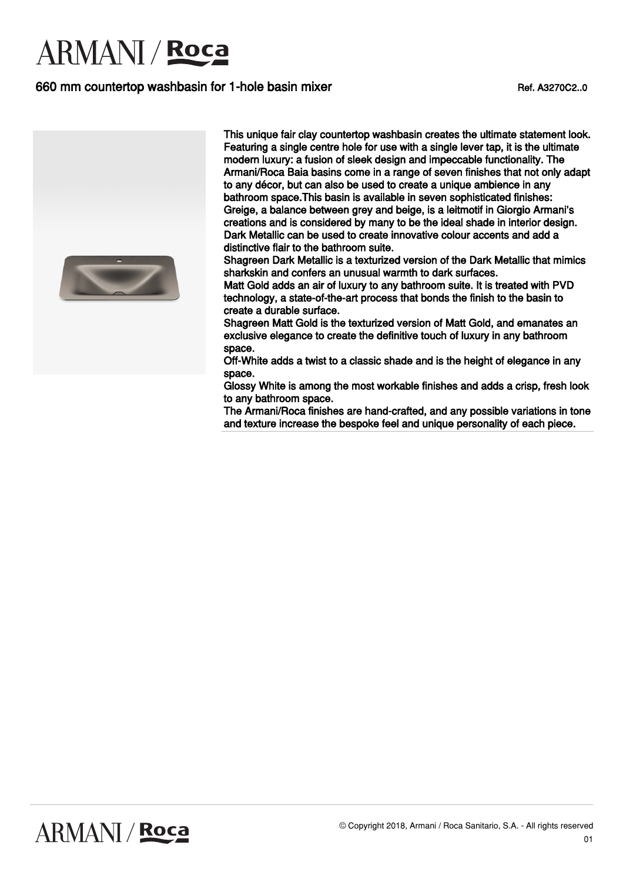# 660 mm countertop washbasin for 1-hole basin mixer

Ref. A3270C2..0

This unique fair clay countertop washbasin creates the ultimate statement look. Featuring a single centre hole for use with a single lever tap, it is the ultimate modern luxury: a fusion of sleek design and impeccable functionality. The Armani/Roca Baia basins come in a range of seven finishes that not only adapt to any décor, but can also be used to create a unique ambience in any bathroom space.This basin is available in seven sophisticated finishes:
Greige, a balance between grey and beige, is a leitmotif in Giorgio Armani's creations and is considered by many to be the ideal shade in interior design.
Dark Metallic can be used to create innovative colour accents and add a distinctive flair to the bathroom suite.
Shagreen Dark Metallic is a texturized version of the Dark Metallic that mimics sharkskin and confers an unusual warmth to dark surfaces.
Matt Gold adds an air of luxury to any bathroom suite. It is treated with PVD technology, a state-of-the-art process that bonds the finish to the basin to create a durable surface.
Shagreen Matt Gold is the texturized version of Matt Gold, and emanates an exclusive elegance to create the definitive touch of luxury in any bathroom space.
Off-White adds a twist to a classic shade and is the height of elegance in any space.
Glossy White is among the most workable finishes and adds a crisp, fresh look to any bathroom space.
The Armani/Roca finishes are hand-crafted, and any possible variations in tone and texture increase the bespoke feel and unique personality of each piece.

© Copyright 2018, Armani / Roca Sanitario, S.A. - All rights reserved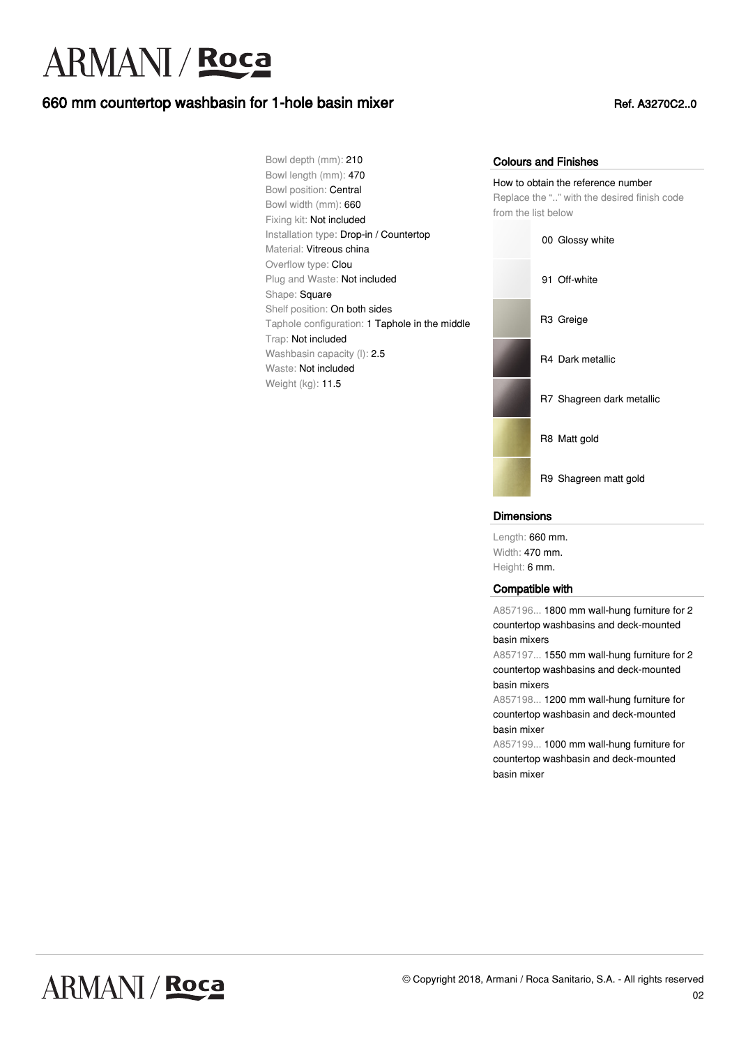# 660 mm countertop washbasin for 1-hole basin mixer

Ref. A3270C2..0

Bowl depth (mm): 210
Bowl length (mm): 470
Bowl position: Central
Bowl width (mm): 660
Fixing kit: Not included
Installation type: Drop-in / Countertop
Material: Vitreous china
Overflow type: Clou
Plug and Waste: Not included
Shape: Square
Shelf position: On both sides
Taphole configuration: 1 Taphole in the middle
Trap: Not included
Washbasin capacity (l): 2.5
Waste: Not included
Weight (kg): 11.5

## Colours and Finishes

How to obtain the reference number
Replace the ".." with the desired finish code from the list below

- 00 Glossy white
- 91 Off-white
- R3 Greige
- R4 Dark metallic
- R7 Shagreen dark metallic
- R8 Matt gold
- R9 Shagreen matt gold

## Dimensions

Length: 660 mm.
Width: 470 mm.
Height: 6 mm.

## Compatible with

A857196... 1800 mm wall-hung furniture for 2 countertop washbasins and deck-mounted basin mixers
A857197... 1550 mm wall-hung furniture for 2 countertop washbasins and deck-mounted basin mixers
A857198... 1200 mm wall-hung furniture for countertop washbasin and deck-mounted basin mixer
A857199... 1000 mm wall-hung furniture for countertop washbasin and deck-mounted basin mixer

© Copyright 2018, Armani / Roca Sanitario, S.A. - All rights reserved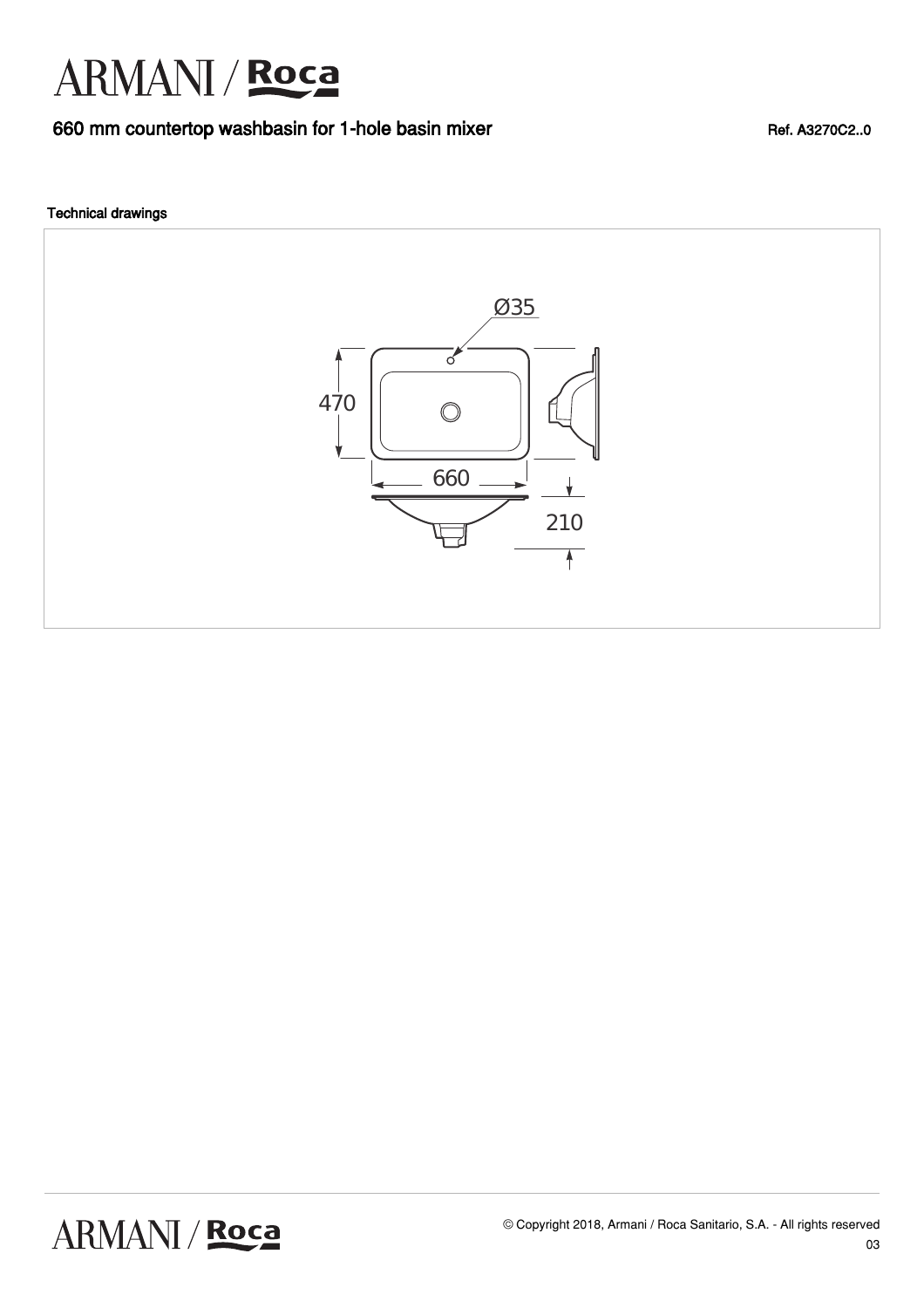# ARMANI / Roca

## 660 mm countertop washbasin for 1-hole basin mixer

Ref. A3270C2..0

### Technical drawings

Ø35

470

660

210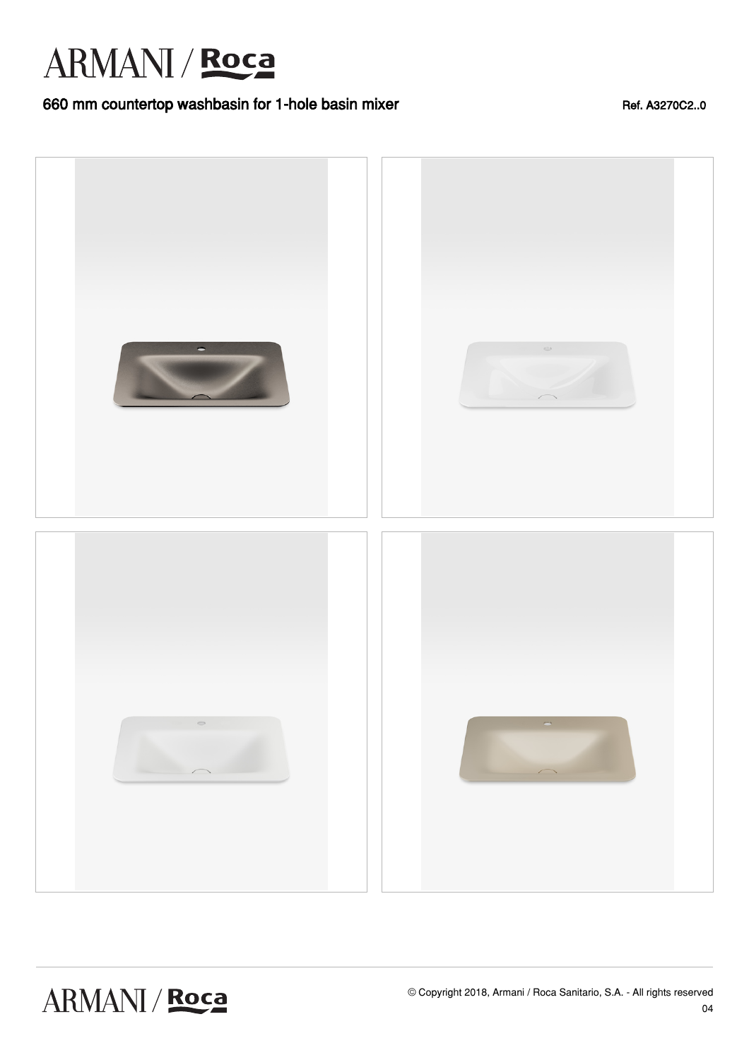# ARMANI / Roca

## 660 mm countertop washbasin for 1-hole basin mixer

Ref. A3270C2..0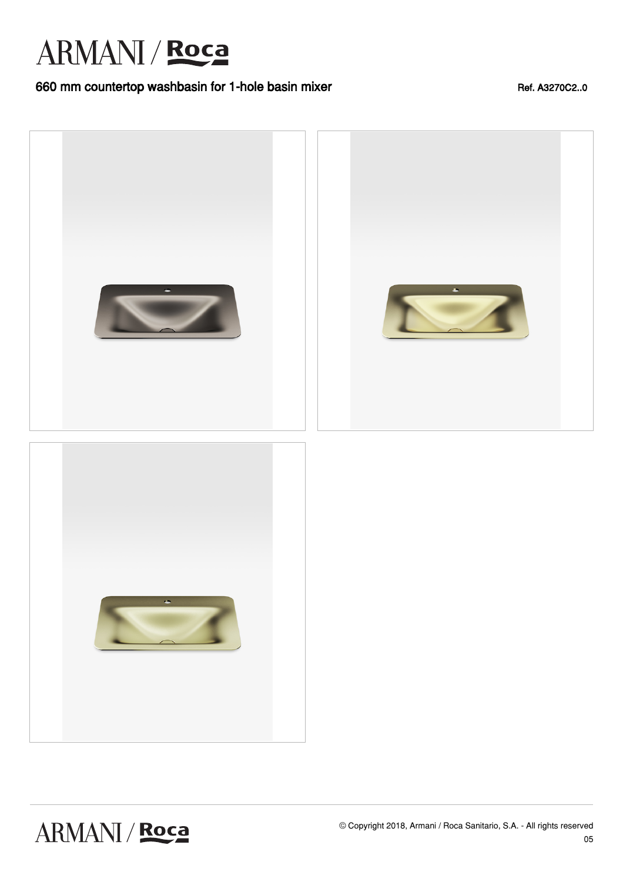ARMANI / Roca

## 660 mm countertop washbasin for 1-hole basin mixer

Ref. A3270C2..0

© Copyright 2018, Armani / Roca Sanitario, S.A. - All rights reserved